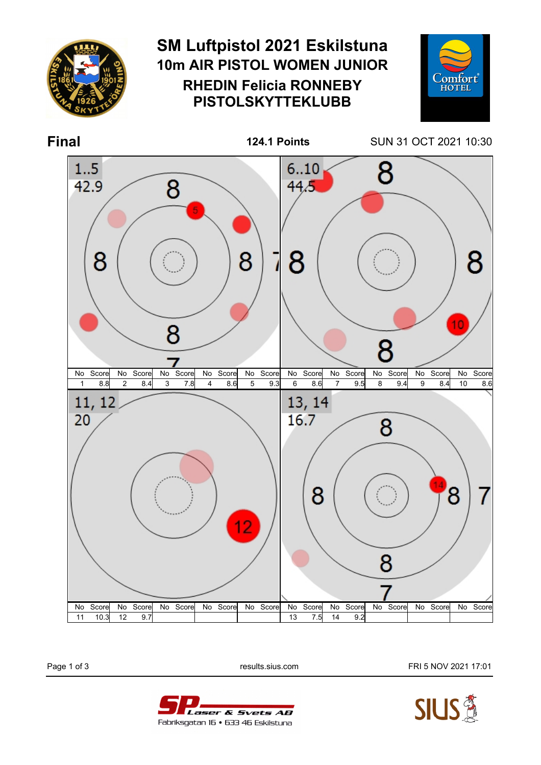# SM Luftpistol 2021 Eskilstuna

## 10m AIR PISTOL WOMEN JUNIOR

## RHEDIN Felicia RONNEBY PISTOLSKYTTEKLUBB

**Final** — **124.1 Points** — SUN 31 OCT 2021 10:30

**1..5** — 42.9

**6..10** — 44.5

| No | Score | No | Score | No | Score | No | Score | No | Score | No | Score | No | Score | No | Score | No | Score | No | Score |
|---|---|---|---|---|---|---|---|---|---|---|---|---|---|---|---|---|---|---|---|
| 1 | 8.8 | 2 | 8.4 | 3 | 7.8 | 4 | 8.6 | 5 | 9.3 | 6 | 8.6 | 7 | 9.5 | 8 | 9.4 | 9 | 8.4 | 10 | 8.6 |

**11, 12** — 20

**13, 14** — 16.7

| No | Score | No | Score | No | Score | No | Score | No | Score | No | Score | No | Score | No | Score | No | Score | No | Score |
|---|---|---|---|---|---|---|---|---|---|---|---|---|---|---|---|---|---|---|---|
| 11 | 10.3 | 12 | 9.7 | | | | | | | 13 | 7.5 | 14 | 9.2 | | | | | | |

results.sius.com

FRI 5 NOV 2021 17:01

SP Laser & Svets AB
Fabriksgatan 16 • 633 46 Eskilstuna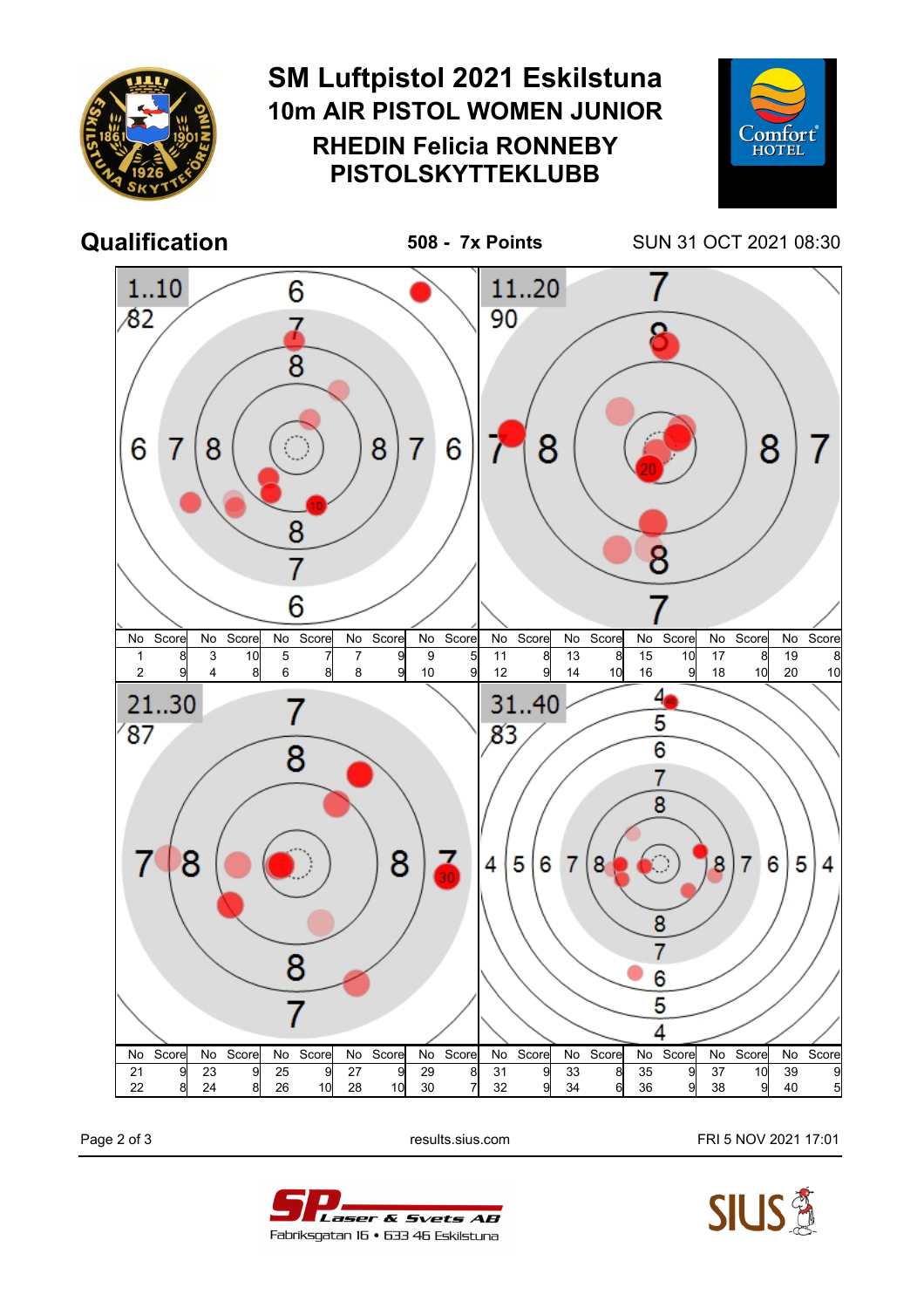# SM Luftpistol 2021 Eskilstuna

## 10m AIR PISTOL WOMEN JUNIOR

## RHEDIN Felicia RONNEBY PISTOLSKYTTEKLUBB

**Qualification** — **508 - 7x Points** — SUN 31 OCT 2021 08:30

**1..10** — 82

| No | Score | No | Score | No | Score | No | Score | No | Score |
|---|---|---|---|---|---|---|---|---|---|
| 1 | 8 | 3 | 10 | 5 | 7 | 7 | 9 | 9 | 5 |
| 2 | 9 | 4 | 8 | 6 | 8 | 8 | 9 | 10 | 9 |

**11..20** — 90

| No | Score | No | Score | No | Score | No | Score | No | Score |
|---|---|---|---|---|---|---|---|---|---|
| 11 | 8 | 13 | 8 | 15 | 10 | 17 | 8 | 19 | 8 |
| 12 | 9 | 14 | 10 | 16 | 9 | 18 | 10 | 20 | 10 |

**21..30** — 87

| No | Score | No | Score | No | Score | No | Score | No | Score |
|---|---|---|---|---|---|---|---|---|---|
| 21 | 9 | 23 | 9 | 25 | 9 | 27 | 9 | 29 | 8 |
| 22 | 8 | 24 | 8 | 26 | 10 | 28 | 10 | 30 | 7 |

**31..40** — 83

| No | Score | No | Score | No | Score | No | Score | No | Score |
|---|---|---|---|---|---|---|---|---|---|
| 31 | 9 | 33 | 8 | 35 | 9 | 37 | 10 | 39 | 9 |
| 32 | 9 | 34 | 6 | 36 | 9 | 38 | 9 | 40 | 5 |

results.sius.com — FRI 5 NOV 2021 17:01

SP Laser & Svets AB
Fabriksgatan 16 • 633 46 Eskilstuna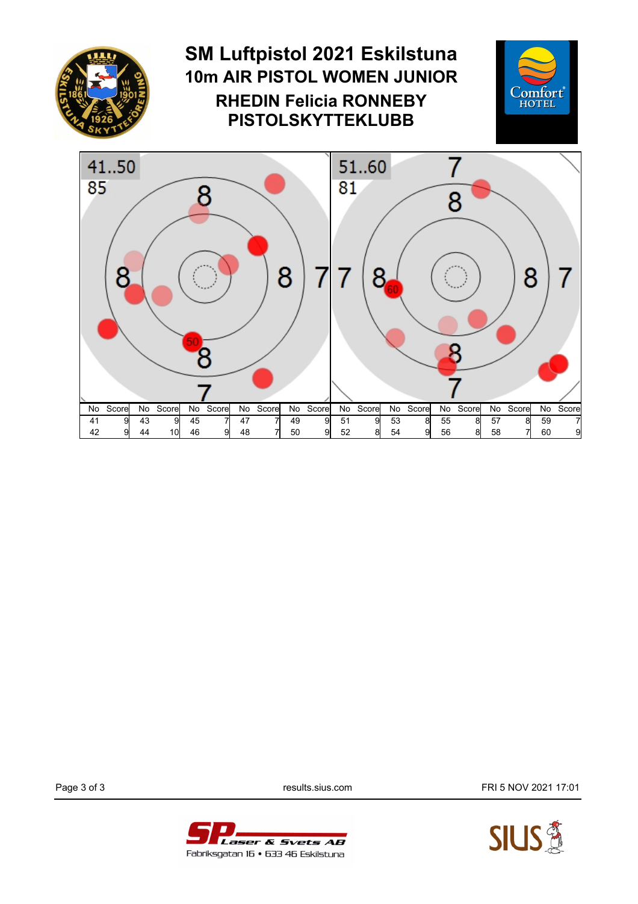# SM Luftpistol 2021 Eskilstuna

## 10m AIR PISTOL WOMEN JUNIOR

## RHEDIN Felicia RONNEBY PISTOLSKYTTEKLUBB

41..50
85

51..60
81

| No | Score | No | Score | No | Score | No | Score | No | Score | No | Score | No | Score | No | Score | No | Score | No | Score |
|---|---|---|---|---|---|---|---|---|---|---|---|---|---|---|---|---|---|---|---|
| 41 | 9 | 43 | 9 | 45 | 7 | 47 | 7 | 49 | 9 | 51 | 9 | 53 | 8 | 55 | 8 | 57 | 8 | 59 | 7 |
| 42 | 9 | 44 | 10 | 46 | 9 | 48 | 7 | 50 | 9 | 52 | 8 | 54 | 9 | 56 | 8 | 58 | 7 | 60 | 9 |

results.sius.com

FRI 5 NOV 2021 17:01

SP Laser & Svets AB
Fabriksgatan 16 • 633 46 Eskilstuna